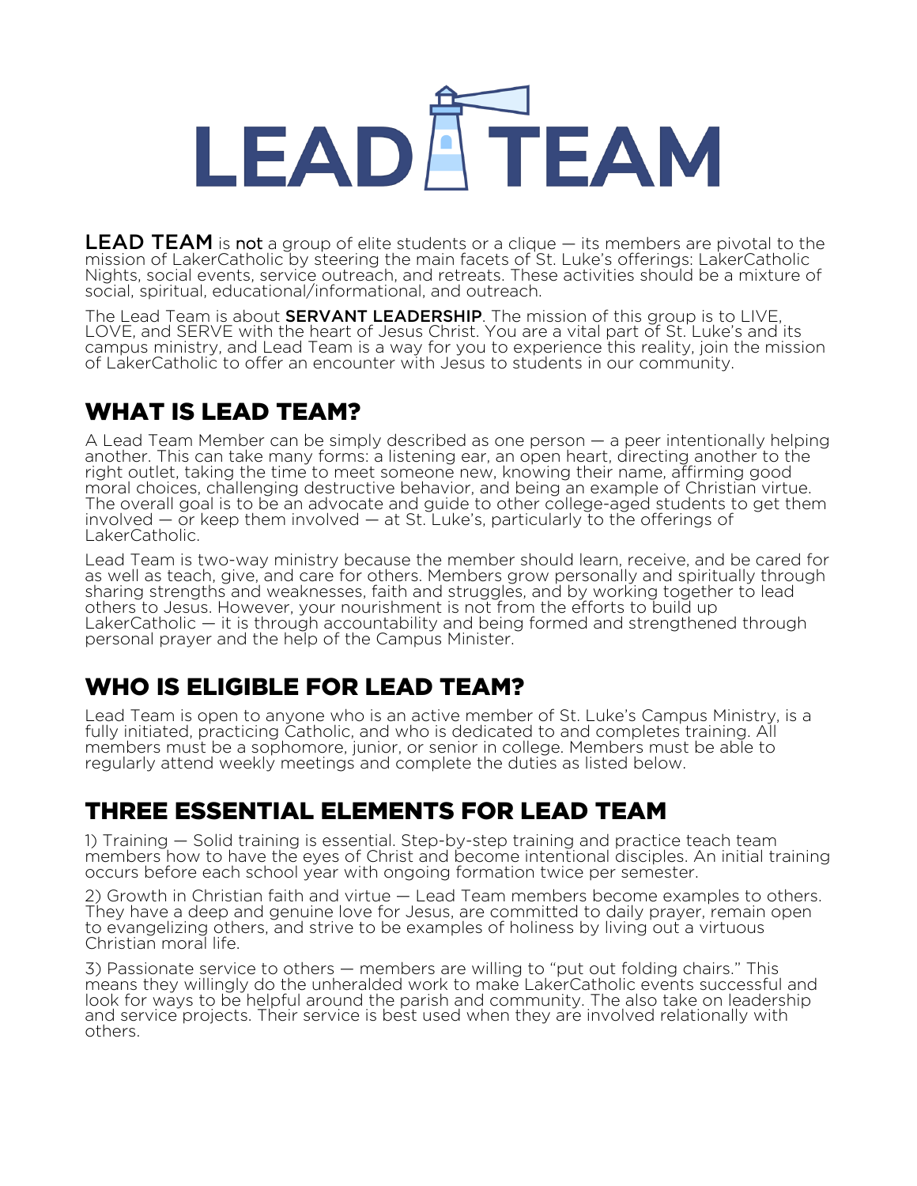# LEAD TEAM

**LEAD TEAM** is **not** a group of elite students or a clique — its members are pivotal to the mission of LakerCatholic by steering the main facets of St. Luke's offerings: LakerCatholic Nights, social events, service outreach, and retreats. These activities should be a mixture of social, spiritual, educational/informational, and outreach.

The Lead Team is about **SERVANT LEADERSHIP**. The mission of this group is to LIVE, LOVE, and SERVE with the heart of Jesus Christ. You are a vital part of St. Luke's and its campus ministry, and Lead Team is a way for you to experience this reality, join the mission of LakerCatholic to offer an encounter with Jesus to students in our community.

## WHAT IS LEAD TEAM?

A Lead Team Member can be simply described as one person — a peer intentionally helping another. This can take many forms: a listening ear, an open heart, directing another to the right outlet, taking the time to meet someone new, knowing their name, affirming good moral choices, challenging destructive behavior, and being an example of Christian virtue. The overall goal is to be an advocate and guide to other college-aged students to get them involved — or keep them involved — at St. Luke's, particularly to the offerings of LakerCatholic.

Lead Team is two-way ministry because the member should learn, receive, and be cared for as well as teach, give, and care for others. Members grow personally and spiritually through sharing strengths and weaknesses, faith and struggles, and by working together to lead others to Jesus. However, your nourishment is not from the efforts to build up LakerCatholic — it is through accountability and being formed and strengthened through personal prayer and the help of the Campus Minister.

## WHO IS ELIGIBLE FOR LEAD TEAM?

Lead Team is open to anyone who is an active member of St. Luke's Campus Ministry, is a fully initiated, practicing Catholic, and who is dedicated to and completes training. All members must be a sophomore, junior, or senior in college. Members must be able to regularly attend weekly meetings and complete the duties as listed below.

## THREE ESSENTIAL ELEMENTS FOR LEAD TEAM

1) Training — Solid training is essential. Step-by-step training and practice teach team members how to have the eyes of Christ and become intentional disciples. An initial training occurs before each school year with ongoing formation twice per semester.

2) Growth in Christian faith and virtue — Lead Team members become examples to others. They have a deep and genuine love for Jesus, are committed to daily prayer, remain open to evangelizing others, and strive to be examples of holiness by living out a virtuous Christian moral life.

3) Passionate service to others — members are willing to "put out folding chairs." This means they willingly do the unheralded work to make LakerCatholic events successful and look for ways to be helpful around the parish and community. The also take on leadership and service projects. Their service is best used when they are involved relationally with others.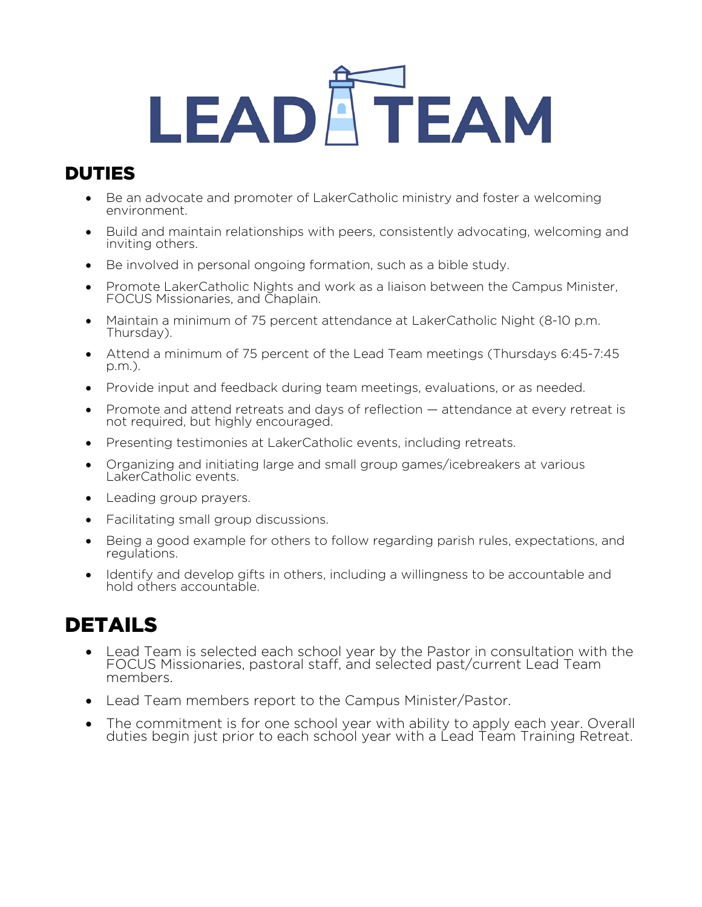# LEAD TEAM

## DUTIES

- Be an advocate and promoter of LakerCatholic ministry and foster a welcoming environment.
- Build and maintain relationships with peers, consistently advocating, welcoming and inviting others.
- Be involved in personal ongoing formation, such as a bible study.
- Promote LakerCatholic Nights and work as a liaison between the Campus Minister, FOCUS Missionaries, and Chaplain.
- Maintain a minimum of 75 percent attendance at LakerCatholic Night (8-10 p.m. Thursday).
- Attend a minimum of 75 percent of the Lead Team meetings (Thursdays 6:45-7:45 p.m.).
- Provide input and feedback during team meetings, evaluations, or as needed.
- Promote and attend retreats and days of reflection — attendance at every retreat is not required, but highly encouraged.
- Presenting testimonies at LakerCatholic events, including retreats.
- Organizing and initiating large and small group games/icebreakers at various LakerCatholic events.
- Leading group prayers.
- Facilitating small group discussions.
- Being a good example for others to follow regarding parish rules, expectations, and regulations.
- Identify and develop gifts in others, including a willingness to be accountable and hold others accountable.

## DETAILS

- Lead Team is selected each school year by the Pastor in consultation with the FOCUS Missionaries, pastoral staff, and selected past/current Lead Team members.
- Lead Team members report to the Campus Minister/Pastor.
- The commitment is for one school year with ability to apply each year. Overall duties begin just prior to each school year with a Lead Team Training Retreat.